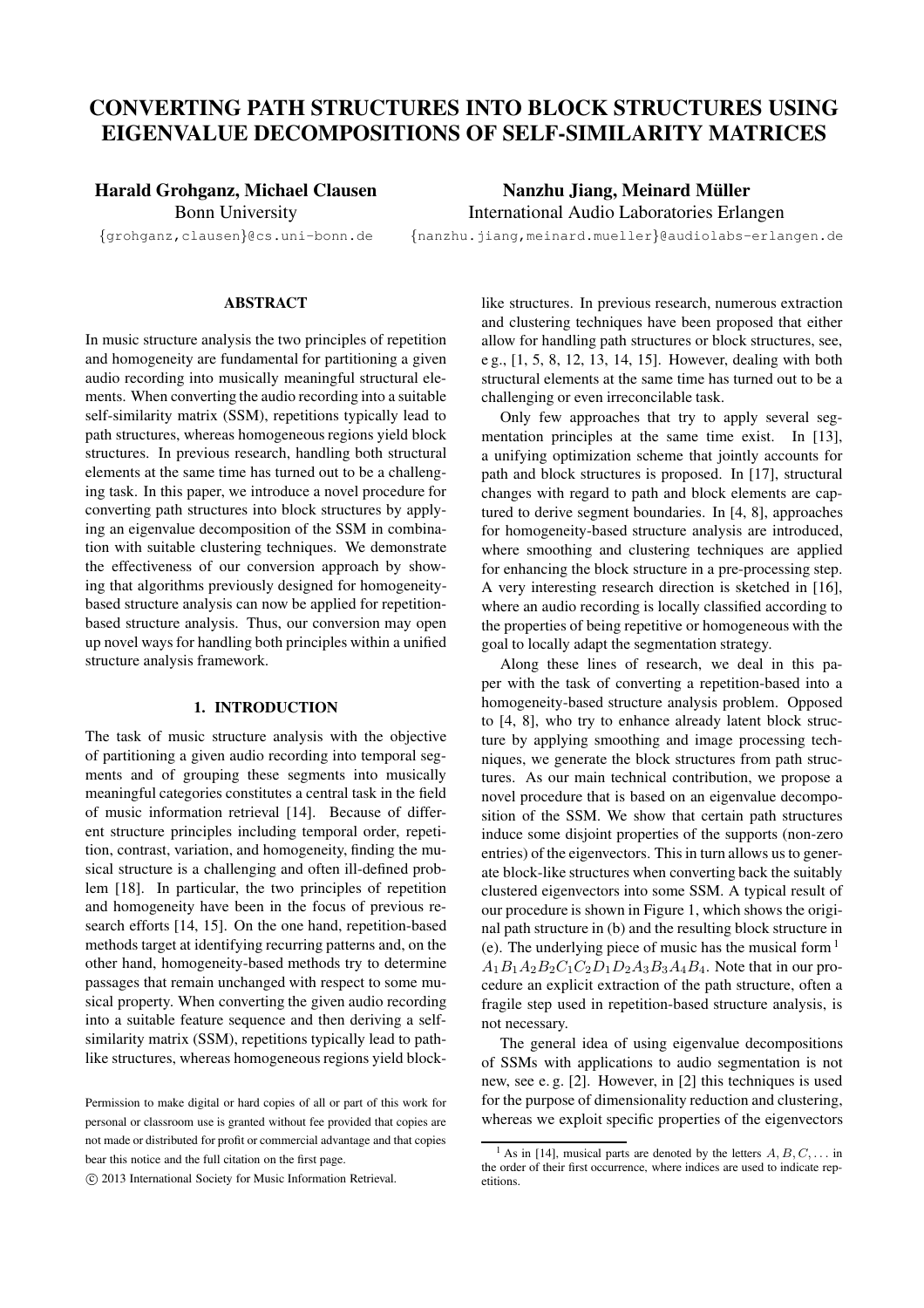# CONVERTING PATH STRUCTURES INTO BLOCK STRUCTURES USING EIGENVALUE DECOMPOSITIONS OF SELF-SIMILARITY MATRICES

**Harald Grohganz, Michael Clausen**
Bonn University
{grohganz,clausen}@cs.uni-bonn.de

**Nanzhu Jiang, Meinard Müller**
International Audio Laboratories Erlangen
{nanzhu.jiang,meinard.mueller}@audiolabs-erlangen.de

## ABSTRACT

In music structure analysis the two principles of repetition and homogeneity are fundamental for partitioning a given audio recording into musically meaningful structural elements. When converting the audio recording into a suitable self-similarity matrix (SSM), repetitions typically lead to path structures, whereas homogeneous regions yield block structures. In previous research, handling both structural elements at the same time has turned out to be a challenging task. In this paper, we introduce a novel procedure for converting path structures into block structures by applying an eigenvalue decomposition of the SSM in combination with suitable clustering techniques. We demonstrate the effectiveness of our conversion approach by showing that algorithms previously designed for homogeneity-based structure analysis can now be applied for repetition-based structure analysis. Thus, our conversion may open up novel ways for handling both principles within a unified structure analysis framework.

## 1. INTRODUCTION

The task of music structure analysis with the objective of partitioning a given audio recording into temporal segments and of grouping these segments into musically meaningful categories constitutes a central task in the field of music information retrieval [14]. Because of different structure principles including temporal order, repetition, contrast, variation, and homogeneity, finding the musical structure is a challenging and often ill-defined problem [18]. In particular, the two principles of repetition and homogeneity have been in the focus of previous research efforts [14, 15]. On the one hand, repetition-based methods target at identifying recurring patterns and, on the other hand, homogeneity-based methods try to determine passages that remain unchanged with respect to some musical property. When converting the given audio recording into a suitable feature sequence and then deriving a self-similarity matrix (SSM), repetitions typically lead to path-like structures, whereas homogeneous regions yield block-like structures. In previous research, numerous extraction and clustering techniques have been proposed that either allow for handling path structures or block structures, see, e g., [1, 5, 8, 12, 13, 14, 15]. However, dealing with both structural elements at the same time has turned out to be a challenging or even irreconcilable task.

Only few approaches that try to apply several segmentation principles at the same time exist. In [13], a unifying optimization scheme that jointly accounts for path and block structures is proposed. In [17], structural changes with regard to path and block elements are captured to derive segment boundaries. In [4, 8], approaches for homogeneity-based structure analysis are introduced, where smoothing and clustering techniques are applied for enhancing the block structure in a pre-processing step. A very interesting research direction is sketched in [16], where an audio recording is locally classified according to the properties of being repetitive or homogeneous with the goal to locally adapt the segmentation strategy.

Along these lines of research, we deal in this paper with the task of converting a repetition-based into a homogeneity-based structure analysis problem. Opposed to [4, 8], who try to enhance already latent block structure by applying smoothing and image processing techniques, we generate the block structures from path structures. As our main technical contribution, we propose a novel procedure that is based on an eigenvalue decomposition of the SSM. We show that certain path structures induce some disjoint properties of the supports (non-zero entries) of the eigenvectors. This in turn allows us to generate block-like structures when converting back the suitably clustered eigenvectors into some SSM. A typical result of our procedure is shown in Figure 1, which shows the original path structure in (b) and the resulting block structure in (e). The underlying piece of music has the musical form [1] $A_1B_1A_2B_2C_1C_2D_1D_2A_3B_3A_4B_4$. Note that in our procedure an explicit extraction of the path structure, often a fragile step used in repetition-based structure analysis, is not necessary.

The general idea of using eigenvalue decompositions of SSMs with applications to audio segmentation is not new, see e. g. [2]. However, in [2] this techniques is used for the purpose of dimensionality reduction and clustering, whereas we exploit specific properties of the eigenvectors

[1] As in [14], musical parts are denoted by the letters $A, B, C, \ldots$ in the order of their first occurrence, where indices are used to indicate repetitions.

Permission to make digital or hard copies of all or part of this work for personal or classroom use is granted without fee provided that copies are not made or distributed for profit or commercial advantage and that copies bear this notice and the full citation on the first page.

© 2013 International Society for Music Information Retrieval.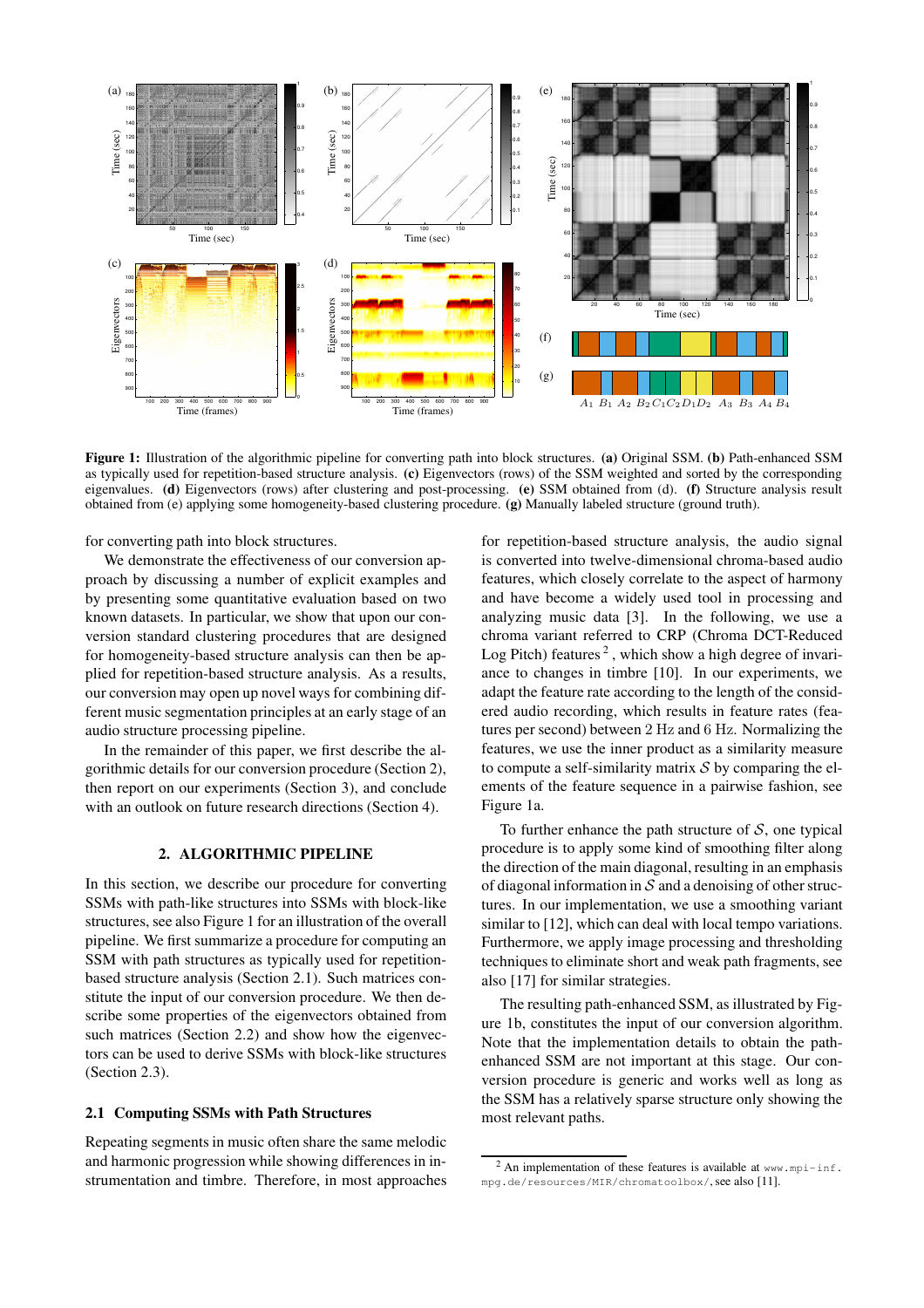**Figure 1**: Illustration of the algorithmic pipeline for converting path into block structures. **(a)** Original SSM. **(b)** Path-enhanced SSM as typically used for repetition-based structure analysis. **(c)** Eigenvectors (rows) of the SSM weighted and sorted by the corresponding eigenvalues. **(d)** Eigenvectors (rows) after clustering and post-processing. **(e)** SSM obtained from (d). **(f)** Structure analysis result obtained from (e) applying some homogeneity-based clustering procedure. **(g)** Manually labeled structure (ground truth).

for converting path into block structures.

We demonstrate the effectiveness of our conversion approach by discussing a number of explicit examples and by presenting some quantitative evaluation based on two known datasets. In particular, we show that upon our conversion standard clustering procedures that are designed for homogeneity-based structure analysis can then be applied for repetition-based structure analysis. As a results, our conversion may open up novel ways for combining different music segmentation principles at an early stage of an audio structure processing pipeline.

In the remainder of this paper, we first describe the algorithmic details for our conversion procedure (Section 2), then report on our experiments (Section 3), and conclude with an outlook on future research directions (Section 4).

## 2. ALGORITHMIC PIPELINE

In this section, we describe our procedure for converting SSMs with path-like structures into SSMs with block-like structures, see also Figure 1 for an illustration of the overall pipeline. We first summarize a procedure for computing an SSM with path structures as typically used for repetition-based structure analysis (Section 2.1). Such matrices constitute the input of our conversion procedure. We then describe some properties of the eigenvectors obtained from such matrices (Section 2.2) and show how the eigenvectors can be used to derive SSMs with block-like structures (Section 2.3).

### 2.1 Computing SSMs with Path Structures

Repeating segments in music often share the same melodic and harmonic progression while showing differences in instrumentation and timbre. Therefore, in most approaches for repetition-based structure analysis, the audio signal is converted into twelve-dimensional chroma-based audio features, which closely correlate to the aspect of harmony and have become a widely used tool in processing and analyzing music data [3]. In the following, we use a chroma variant referred to CRP (Chroma DCT-Reduced Log Pitch) features [2], which show a high degree of invariance to changes in timbre [10]. In our experiments, we adapt the feature rate according to the length of the considered audio recording, which results in feature rates (features per second) between 2 Hz and 6 Hz. Normalizing the features, we use the inner product as a similarity measure to compute a self-similarity matrix $\mathcal{S}$ by comparing the elements of the feature sequence in a pairwise fashion, see Figure 1a.

To further enhance the path structure of $\mathcal{S}$, one typical procedure is to apply some kind of smoothing filter along the direction of the main diagonal, resulting in an emphasis of diagonal information in $\mathcal{S}$ and a denoising of other structures. In our implementation, we use a smoothing variant similar to [12], which can deal with local tempo variations. Furthermore, we apply image processing and thresholding techniques to eliminate short and weak path fragments, see also [17] for similar strategies.

The resulting path-enhanced SSM, as illustrated by Figure 1b, constitutes the input of our conversion algorithm. Note that the implementation details to obtain the path-enhanced SSM are not important at this stage. Our conversion procedure is generic and works well as long as the SSM has a relatively sparse structure only showing the most relevant paths.

[2] An implementation of these features is available at www.mpi-inf.mpg.de/resources/MIR/chromatoolbox/, see also [11].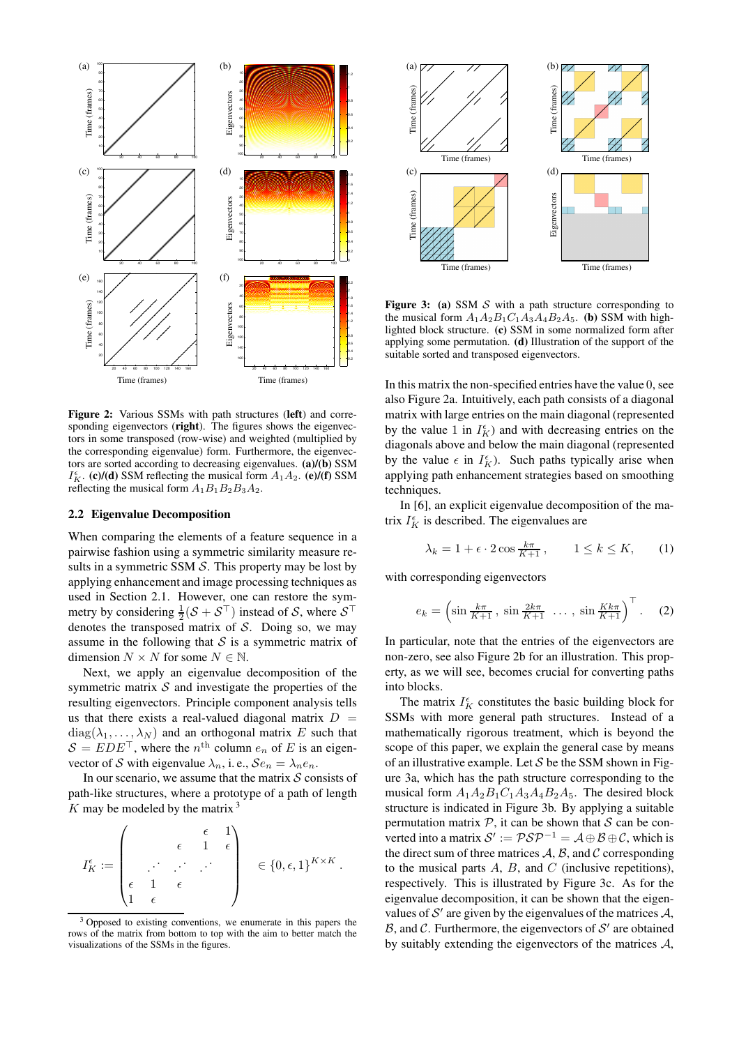**Figure 2:** Various SSMs with path structures (**left**) and corresponding eigenvectors (**right**). The figures shows the eigenvectors in some transposed (row-wise) and weighted (multiplied by the corresponding eigenvalue) form. Furthermore, the eigenvectors are sorted according to decreasing eigenvalues. **(a)/(b)** SSM $I_K^\epsilon$. **(c)/(d)** SSM reflecting the musical form $A_1A_2$. **(e)/(f)** SSM reflecting the musical form $A_1B_1B_2B_3A_2$.

## 2.2 Eigenvalue Decomposition

When comparing the elements of a feature sequence in a pairwise fashion using a symmetric similarity measure results in a symmetric SSM $\mathcal{S}$. This property may be lost by applying enhancement and image processing techniques as used in Section 2.1. However, one can restore the symmetry by considering $\frac{1}{2}(\mathcal{S} + \mathcal{S}^\top)$ instead of $\mathcal{S}$, where $\mathcal{S}^\top$ denotes the transposed matrix of $\mathcal{S}$. Doing so, we may assume in the following that $\mathcal{S}$ is a symmetric matrix of dimension $N \times N$ for some $N \in \mathbb{N}$.

Next, we apply an eigenvalue decomposition of the symmetric matrix $\mathcal{S}$ and investigate the properties of the resulting eigenvectors. Principle component analysis tells us that there exists a real-valued diagonal matrix $D = \mathrm{diag}(\lambda_1, \ldots, \lambda_N)$ and an orthogonal matrix $E$ such that $\mathcal{S} = EDE^\top$, where the $n^{\text{th}}$ column $e_n$ of $E$ is an eigenvector of $\mathcal{S}$ with eigenvalue $\lambda_n$, i. e., $\mathcal{S}e_n = \lambda_n e_n$.

In our scenario, we assume that the matrix $\mathcal{S}$ consists of path-like structures, where a prototype of a path of length $K$ may be modeled by the matrix [3]

$$I_K^\epsilon := \begin{pmatrix} & & & \epsilon & 1 \\ & & \epsilon & 1 & \epsilon \\ & \iddots & \iddots & \iddots & \\ \epsilon & 1 & \epsilon & & \\ 1 & \epsilon & & & \end{pmatrix} \in \{0, \epsilon, 1\}^{K \times K}.$$

[3] Opposed to existing conventions, we enumerate in this papers the rows of the matrix from bottom to top with the aim to better match the visualizations of the SSMs in the figures.

**Figure 3:** **(a)** SSM $\mathcal{S}$ with a path structure corresponding to the musical form $A_1A_2B_1C_1A_3A_4B_2A_5$. **(b)** SSM with highlighted block structure. **(c)** SSM in some normalized form after applying some permutation. **(d)** Illustration of the support of the suitable sorted and transposed eigenvectors.

In this matrix the non-specified entries have the value 0, see also Figure 2a. Intuitively, each path consists of a diagonal matrix with large entries on the main diagonal (represented by the value 1 in $I_K^\epsilon$) and with decreasing entries on the diagonals above and below the main diagonal (represented by the value $\epsilon$ in $I_K^\epsilon$). Such paths typically arise when applying path enhancement strategies based on smoothing techniques.

In [6], an explicit eigenvalue decomposition of the matrix $I_K^\epsilon$ is described. The eigenvalues are

$$\lambda_k = 1 + \epsilon \cdot 2\cos\tfrac{k\pi}{K+1}, \qquad 1 \leq k \leq K, \tag{1}$$

with corresponding eigenvectors

$$e_k = \left(\sin\tfrac{k\pi}{K+1},\ \sin\tfrac{2k\pi}{K+1}\ \ \ldots,\ \sin\tfrac{Kk\pi}{K+1}\right)^\top. \tag{2}$$

In particular, note that the entries of the eigenvectors are non-zero, see also Figure 2b for an illustration. This property, as we will see, becomes crucial for converting paths into blocks.

The matrix $I_K^\epsilon$ constitutes the basic building block for SSMs with more general path structures. Instead of a mathematically rigorous treatment, which is beyond the scope of this paper, we explain the general case by means of an illustrative example. Let $\mathcal{S}$ be the SSM shown in Figure 3a, which has the path structure corresponding to the musical form $A_1A_2B_1C_1A_3A_4B_2A_5$. The desired block structure is indicated in Figure 3b. By applying a suitable permutation matrix $\mathcal{P}$, it can be shown that $\mathcal{S}$ can be converted into a matrix $\mathcal{S}' := \mathcal{P}\mathcal{S}\mathcal{P}^{-1} = \mathcal{A} \oplus \mathcal{B} \oplus \mathcal{C}$, which is the direct sum of three matrices $\mathcal{A}$, $\mathcal{B}$, and $\mathcal{C}$ corresponding to the musical parts $A$, $B$, and $C$ (inclusive repetitions), respectively. This is illustrated by Figure 3c. As for the eigenvalue decomposition, it can be shown that the eigenvalues of $\mathcal{S}'$ are given by the eigenvalues of the matrices $\mathcal{A}$, $\mathcal{B}$, and $\mathcal{C}$. Furthermore, the eigenvectors of $\mathcal{S}'$ are obtained by suitably extending the eigenvectors of the matrices $\mathcal{A}$,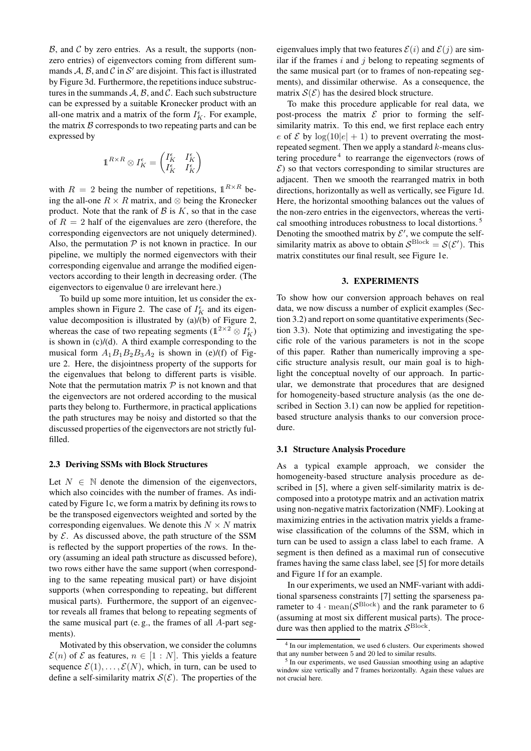$\mathcal{B}$, and $\mathcal{C}$ by zero entries. As a result, the supports (non-zero entries) of eigenvectors coming from different summands $\mathcal{A}, \mathcal{B}$, and $\mathcal{C}$ in $\mathcal{S}'$ are disjoint. This fact is illustrated by Figure 3d. Furthermore, the repetitions induce substructures in the summands $\mathcal{A}, \mathcal{B}$, and $\mathcal{C}$. Each such substructure can be expressed by a suitable Kronecker product with an all-one matrix and a matrix of the form $I_K^\epsilon$. For example, the matrix $\mathcal{B}$ corresponds to two repeating parts and can be expressed by

$$\mathbb{1}^{R\times R} \otimes I_K^\epsilon = \begin{pmatrix} I_K^\epsilon & I_K^\epsilon \\ I_K^\epsilon & I_K^\epsilon \end{pmatrix}$$

with $R = 2$ being the number of repetitions, $\mathbb{1}^{R\times R}$ being the all-one $R \times R$ matrix, and $\otimes$ being the Kronecker product. Note that the rank of $\mathcal{B}$ is $K$, so that in the case of $R = 2$ half of the eigenvalues are zero (therefore, the corresponding eigenvectors are not uniquely determined). Also, the permutation $\mathcal{P}$ is not known in practice. In our pipeline, we multiply the normed eigenvectors with their corresponding eigenvalue and arrange the modified eigenvectors according to their length in decreasing order. (The eigenvectors to eigenvalue 0 are irrelevant here.)

To build up some more intuition, let us consider the examples shown in Figure 2. The case of $I_K^\epsilon$ and its eigenvalue decomposition is illustrated by (a)/(b) of Figure 2, whereas the case of two repeating segments ($\mathbb{1}^{2\times 2} \otimes I_K^\epsilon$) is shown in (c)/(d). A third example corresponding to the musical form $A_1B_1B_2B_3A_2$ is shown in (e)/(f) of Figure 2. Here, the disjointness property of the supports for the eigenvalues that belong to different parts is visible. Note that the permutation matrix $\mathcal{P}$ is not known and that the eigenvectors are not ordered according to the musical parts they belong to. Furthermore, in practical applications the path structures may be noisy and distorted so that the discussed properties of the eigenvectors are not strictly fulfilled.

### 2.3 Deriving SSMs with Block Structures

Let $N \in \mathbb{N}$ denote the dimension of the eigenvectors, which also coincides with the number of frames. As indicated by Figure 1c, we form a matrix by defining its rows to be the transposed eigenvectors weighted and sorted by the corresponding eigenvalues. We denote this $N \times N$ matrix by $\mathcal{E}$. As discussed above, the path structure of the SSM is reflected by the support properties of the rows. In theory (assuming an ideal path structure as discussed before), two rows either have the same support (when corresponding to the same repeating musical part) or have disjoint supports (when corresponding to repeating, but different musical parts). Furthermore, the support of an eigenvector reveals all frames that belong to repeating segments of the same musical part (e. g., the frames of all $A$-part segments).

Motivated by this observation, we consider the columns $\mathcal{E}(n)$ of $\mathcal{E}$ as features, $n \in [1 : N]$. This yields a feature sequence $\mathcal{E}(1), \ldots, \mathcal{E}(N)$, which, in turn, can be used to define a self-similarity matrix $\mathcal{S}(\mathcal{E})$. The properties of the eigenvalues imply that two features $\mathcal{E}(i)$ and $\mathcal{E}(j)$ are similar if the frames $i$ and $j$ belong to repeating segments of the same musical part (or to frames of non-repeating segments), and dissimilar otherwise. As a consequence, the matrix $\mathcal{S}(\mathcal{E})$ has the desired block structure.

To make this procedure applicable for real data, we post-process the matrix $\mathcal{E}$ prior to forming the self-similarity matrix. To this end, we first replace each entry $e$ of $\mathcal{E}$ by $\log(10|e| + 1)$ to prevent overrating the most-repeated segment. Then we apply a standard $k$-means clustering procedure [4] to rearrange the eigenvectors (rows of $\mathcal{E}$) so that vectors corresponding to similar structures are adjacent. Then we smooth the rearranged matrix in both directions, horizontally as well as vertically, see Figure 1d. Here, the horizontal smoothing balances out the values of the non-zero entries in the eigenvectors, whereas the vertical smoothing introduces robustness to local distortions. [5] Denoting the smoothed matrix by $\mathcal{E}'$, we compute the self-similarity matrix as above to obtain $\mathcal{S}^{\mathrm{Block}} = \mathcal{S}(\mathcal{E}')$. This matrix constitutes our final result, see Figure 1e.

## 3. EXPERIMENTS

To show how our conversion approach behaves on real data, we now discuss a number of explicit examples (Section 3.2) and report on some quantitative experiments (Section 3.3). Note that optimizing and investigating the specific role of the various parameters is not in the scope of this paper. Rather than numerically improving a specific structure analysis result, our main goal is to highlight the conceptual novelty of our approach. In particular, we demonstrate that procedures that are designed for homogeneity-based structure analysis (as the one described in Section 3.1) can now be applied for repetition-based structure analysis thanks to our conversion procedure.

### 3.1 Structure Analysis Procedure

As a typical example approach, we consider the homogeneity-based structure analysis procedure as described in [5], where a given self-similarity matrix is decomposed into a prototype matrix and an activation matrix using non-negative matrix factorization (NMF). Looking at maximizing entries in the activation matrix yields a frame-wise classification of the columns of the SSM, which in turn can be used to assign a class label to each frame. A segment is then defined as a maximal run of consecutive frames having the same class label, see [5] for more details and Figure 1f for an example.

In our experiments, we used an NMF-variant with additional sparseness constraints [7] setting the sparseness parameter to $4 \cdot \mathrm{mean}(\mathcal{S}^{\mathrm{Block}})$ and the rank parameter to 6 (assuming at most six different musical parts). The procedure was then applied to the matrix $\mathcal{S}^{\mathrm{Block}}$.

[4] In our implementation, we used 6 clusters. Our experiments showed that any number between 5 and 20 led to similar results.

[5] In our experiments, we used Gaussian smoothing using an adaptive window size vertically and 7 frames horizontally. Again these values are not crucial here.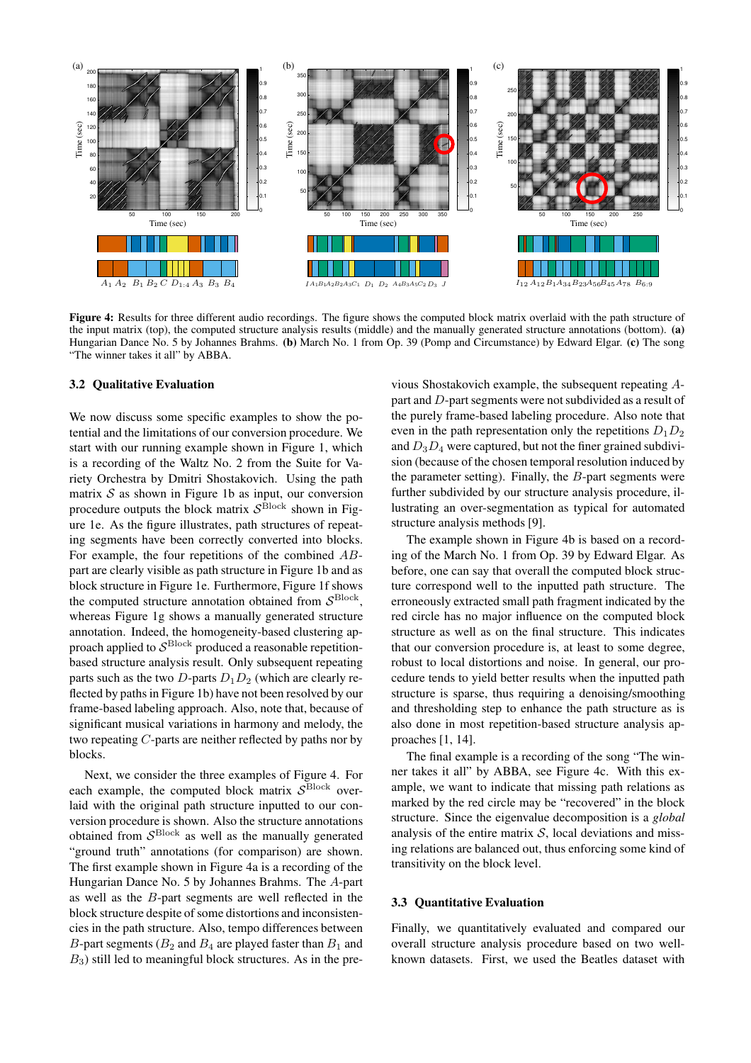**Figure 4:** Results for three different audio recordings. The figure shows the computed block matrix overlaid with the path structure of the input matrix (top), the computed structure analysis results (middle) and the manually generated structure annotations (bottom). **(a)** Hungarian Dance No. 5 by Johannes Brahms. **(b)** March No. 1 from Op. 39 (Pomp and Circumstance) by Edward Elgar. **(c)** The song "The winner takes it all" by ABBA.

### 3.2 Qualitative Evaluation

We now discuss some specific examples to show the potential and the limitations of our conversion procedure. We start with our running example shown in Figure 1, which is a recording of the Waltz No. 2 from the Suite for Variety Orchestra by Dmitri Shostakovich. Using the path matrix $\mathcal{S}$ as shown in Figure 1b as input, our conversion procedure outputs the block matrix $\mathcal{S}^{\text{Block}}$ shown in Figure 1e. As the figure illustrates, path structures of repeating segments have been correctly converted into blocks. For example, the four repetitions of the combined $AB$-part are clearly visible as path structure in Figure 1b and as block structure in Figure 1e. Furthermore, Figure 1f shows the computed structure annotation obtained from $\mathcal{S}^{\text{Block}}$, whereas Figure 1g shows a manually generated structure annotation. Indeed, the homogeneity-based clustering approach applied to $\mathcal{S}^{\text{Block}}$ produced a reasonable repetition-based structure analysis result. Only subsequent repeating parts such as the two $D$-parts $D_1D_2$ (which are clearly reflected by paths in Figure 1b) have not been resolved by our frame-based labeling approach. Also, note that, because of significant musical variations in harmony and melody, the two repeating $C$-parts are neither reflected by paths nor by blocks.

Next, we consider the three examples of Figure 4. For each example, the computed block matrix $\mathcal{S}^{\text{Block}}$ overlaid with the original path structure inputted to our conversion procedure is shown. Also the structure annotations obtained from $\mathcal{S}^{\text{Block}}$ as well as the manually generated "ground truth" annotations (for comparison) are shown. The first example shown in Figure 4a is a recording of the Hungarian Dance No. 5 by Johannes Brahms. The $A$-part as well as the $B$-part segments are well reflected in the block structure despite of some distortions and inconsistencies in the path structure. Also, tempo differences between $B$-part segments ($B_2$ and $B_4$ are played faster than $B_1$ and $B_3$) still led to meaningful block structures. As in the previous Shostakovich example, the subsequent repeating $A$-part and $D$-part segments were not subdivided as a result of the purely frame-based labeling procedure. Also note that even in the path representation only the repetitions $D_1D_2$ and $D_3D_4$ were captured, but not the finer grained subdivision (because of the chosen temporal resolution induced by the parameter setting). Finally, the $B$-part segments were further subdivided by our structure analysis procedure, illustrating an over-segmentation as typical for automated structure analysis methods [9].

The example shown in Figure 4b is based on a recording of the March No. 1 from Op. 39 by Edward Elgar. As before, one can say that overall the computed block structure correspond well to the inputted path structure. The erroneously extracted small path fragment indicated by the red circle has no major influence on the computed block structure as well as on the final structure. This indicates that our conversion procedure is, at least to some degree, robust to local distortions and noise. In general, our procedure tends to yield better results when the inputted path structure is sparse, thus requiring a denoising/smoothing and thresholding step to enhance the path structure as is also done in most repetition-based structure analysis approaches [1, 14].

The final example is a recording of the song "The winner takes it all" by ABBA, see Figure 4c. With this example, we want to indicate that missing path relations as marked by the red circle may be "recovered" in the block structure. Since the eigenvalue decomposition is a *global* analysis of the entire matrix $\mathcal{S}$, local deviations and missing relations are balanced out, thus enforcing some kind of transitivity on the block level.

### 3.3 Quantitative Evaluation

Finally, we quantitatively evaluated and compared our overall structure analysis procedure based on two well-known datasets. First, we used the Beatles dataset with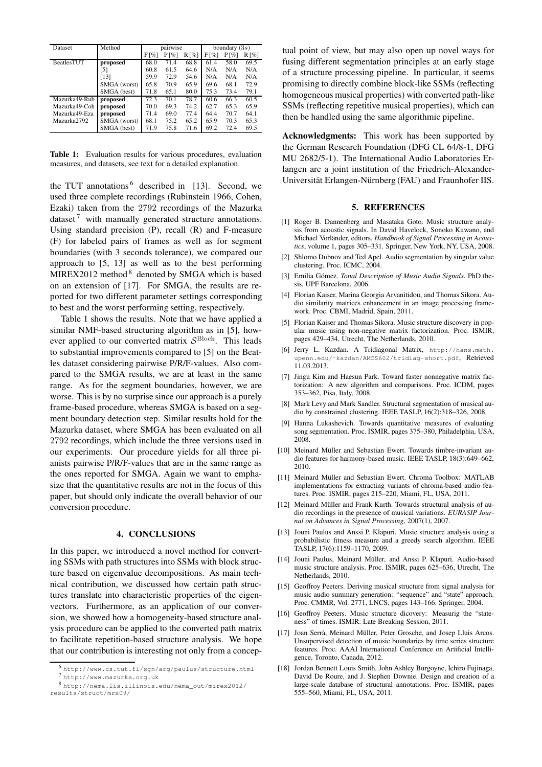| Dataset | Method | pairwise | | | boundary ($3s$) | | |
|---|---|---|---|---|---|---|---|
| | | F [%] | P [%] | R [%] | F [%] | P [%] | R [%] |
| BeatlesTUT | **proposed** | 68.0 | 71.4 | 68.8 | 61.4 | 58.0 | 69.5 |
| | [5] | 60.8 | 61.5 | 64.6 | N/A | N/A | N/A |
| | [13] | 59.9 | 72.9 | 54.6 | N/A | N/A | N/A |
| | SMGA (worst) | 65.8 | 70.9 | 65.9 | 69.6 | 68.1 | 72.9 |
| | SMGA (best) | 71.8 | 65.1 | 80.0 | 75.3 | 73.4 | 79.1 |
| Mazurka49-Rub | **proposed** | 72.3 | 70.1 | 78.7 | 60.6 | 66.3 | 60.5 |
| Mazurka49-Coh | **proposed** | 70.0 | 69.3 | 74.2 | 62.7 | 65.3 | 65.9 |
| Mazurka49-Eza | **proposed** | 71.4 | 69.0 | 77.4 | 64.4 | 70.7 | 64.1 |
| Mazurka2792 | SMGA (worst) | 68.1 | 75.2 | 65.2 | 65.9 | 70.3 | 65.3 |
| | SMGA (best) | 71.9 | 75.8 | 71.6 | 69.2 | 72.4 | 69.5 |

**Table 1:** Evaluation results for various procedures, evaluation measures, and datasets, see text for a detailed explanation.

the TUT annotations [6] described in [13]. Second, we used three complete recordings (Rubinstein 1966, Cohen, Ezaki) taken from the 2792 recordings of the Mazurka dataset [7] with manually generated structure annotations. Using standard precision (P), recall (R) and F-measure (F) for labeled pairs of frames as well as for segment boundaries (with 3 seconds tolerance), we compared our approach to [5, 13] as well as to the best performing MIREX2012 method [8] denoted by SMGA which is based on an extension of [17]. For SMGA, the results are reported for two different parameter settings corresponding to best and the worst performing setting, respectively.

Table 1 shows the results. Note that we have applied a similar NMF-based structuring algorithm as in [5], however applied to our converted matrix $\mathcal{S}^{\mathrm{Block}}$. This leads to substantial improvements compared to [5] on the Beatles dataset considering pairwise P/R/F-values. Also compared to the SMGA results, we are at least in the same range. As for the segment boundaries, however, we are worse. This is by no surprise since our approach is a purely frame-based procedure, whereas SMGA is based on a segment boundary detection step. Similar results hold for the Mazurka dataset, where SMGA has been evaluated on all 2792 recordings, which include the three versions used in our experiments. Our procedure yields for all three pianists pairwise P/R/F-values that are in the same range as the ones reported for SMGA. Again we want to emphasize that the quantitative results are not in the focus of this paper, but should only indicate the overall behavior of our conversion procedure.

## 4. CONCLUSIONS

In this paper, we introduced a novel method for converting SSMs with path structures into SSMs with block structure based on eigenvalue decompositions. As main technical contribution, we discussed how certain path structures translate into characteristic properties of the eigenvectors. Furthermore, as an application of our conversion, we showed how a homogeneity-based structure analysis procedure can be applied to the converted path matrix to facilitate repetition-based structure analysis. We hope that our contribution is interesting not only from a conceptual point of view, but may also open up novel ways for fusing different segmentation principles at an early stage of a structure processing pipeline. In particular, it seems promising to directly combine block-like SSMs (reflecting homogeneous musical properties) with converted path-like SSMs (reflecting repetitive musical properties), which can then be handled using the same algorithmic pipeline.

**Acknowledgments:** This work has been supported by the German Research Foundation (DFG CL 64/8-1, DFG MU 2682/5-1). The International Audio Laboratories Erlangen are a joint institution of the Friedrich-Alexander-Universität Erlangen-Nürnberg (FAU) and Fraunhofer IIS.

[6] http://www.cs.tut.fi/sgn/arg/paulus/structure.html

[7] http://www.mazurka.org.uk

[8] http://nema.lis.illinois.edu/nema_out/mirex2012/results/struct/mrx09/

## 5. REFERENCES

[1] Roger B. Dannenberg and Masataka Goto. Music structure analysis from acoustic signals. In David Havelock, Sonoko Kuwano, and Michael Vorländer, editors, *Handbook of Signal Processing in Acoustics*, volume 1, pages 305–331. Springer, New York, NY, USA, 2008.

[2] Shlomo Dubnov and Ted Apel. Audio segmentation by singular value clustering. Proc. ICMC, 2004.

[3] Emilia Gómez. *Tonal Description of Music Audio Signals*. PhD thesis, UPF Barcelona, 2006.

[4] Florian Kaiser, Marina Georgia Arvanitidou, and Thomas Sikora. Audio similarity matrices enhancement in an image processing framework. Proc. CBMI, Madrid, Spain, 2011.

[5] Florian Kaiser and Thomas Sikora. Music structure discovery in popular music using non-negative matrix factorization. Proc. ISMIR, pages 429–434, Utrecht, The Netherlands, 2010.

[6] Jerry L. Kazdan. A Tridiagonal Matrix, http://hans.math.upenn.edu/~kazdan/AMCS602/tridiag-short.pdf, Retrieved 11.03.2013.

[7] Jingu Kim and Haesun Park. Toward faster nonnegative matrix factorization: A new algorithm and comparisons. Proc. ICDM, pages 353–362, Pisa, Italy, 2008.

[8] Mark Levy and Mark Sandler. Structural segmentation of musical audio by constrained clustering. IEEE TASLP, 16(2):318–326, 2008.

[9] Hanna Lukashevich. Towards quantitative measures of evaluating song segmentation. Proc. ISMIR, pages 375–380, Philadelphia, USA, 2008.

[10] Meinard Müller and Sebastian Ewert. Towards timbre-invariant audio features for harmony-based music. IEEE TASLP, 18(3):649–662, 2010.

[11] Meinard Müller and Sebastian Ewert. Chroma Toolbox: MATLAB implementations for extracting variants of chroma-based audio features. Proc. ISMIR, pages 215–220, Miami, FL, USA, 2011.

[12] Meinard Müller and Frank Kurth. Towards structural analysis of audio recordings in the presence of musical variations. *EURASIP Journal on Advances in Signal Processing*, 2007(1), 2007.

[13] Jouni Paulus and Anssi P. Klapuri. Music structure analysis using a probabilistic fitness measure and a greedy search algorithm. IEEE TASLP, 17(6):1159–1170, 2009.

[14] Jouni Paulus, Meinard Müller, and Anssi P. Klapuri. Audio-based music structure analysis. Proc. ISMIR, pages 625–636, Utrecht, The Netherlands, 2010.

[15] Geoffroy Peeters. Deriving musical structure from signal analysis for music audio summary generation: "sequence" and "state" approach. Proc. CMMR, Vol. 2771, LNCS, pages 143–166. Springer, 2004.

[16] Geoffroy Peeters. Music structure dicovery: Measurig the "stateness" of times. ISMIR: Late Breaking Session, 2011.

[17] Joan Serrà, Meinard Müller, Peter Grosche, and Josep Lluis Arcos. Unsupervised detection of music boundaries by time series structure features. Proc. AAAI International Conference on Artificial Intelligence, Toronto, Canada, 2012.

[18] Jordan Bennett Louis Smith, John Ashley Burgoyne, Ichiro Fujinaga, David De Roure, and J. Stephen Downie. Design and creation of a large-scale database of structural annotations. Proc. ISMIR, pages 555–560, Miami, FL, USA, 2011.